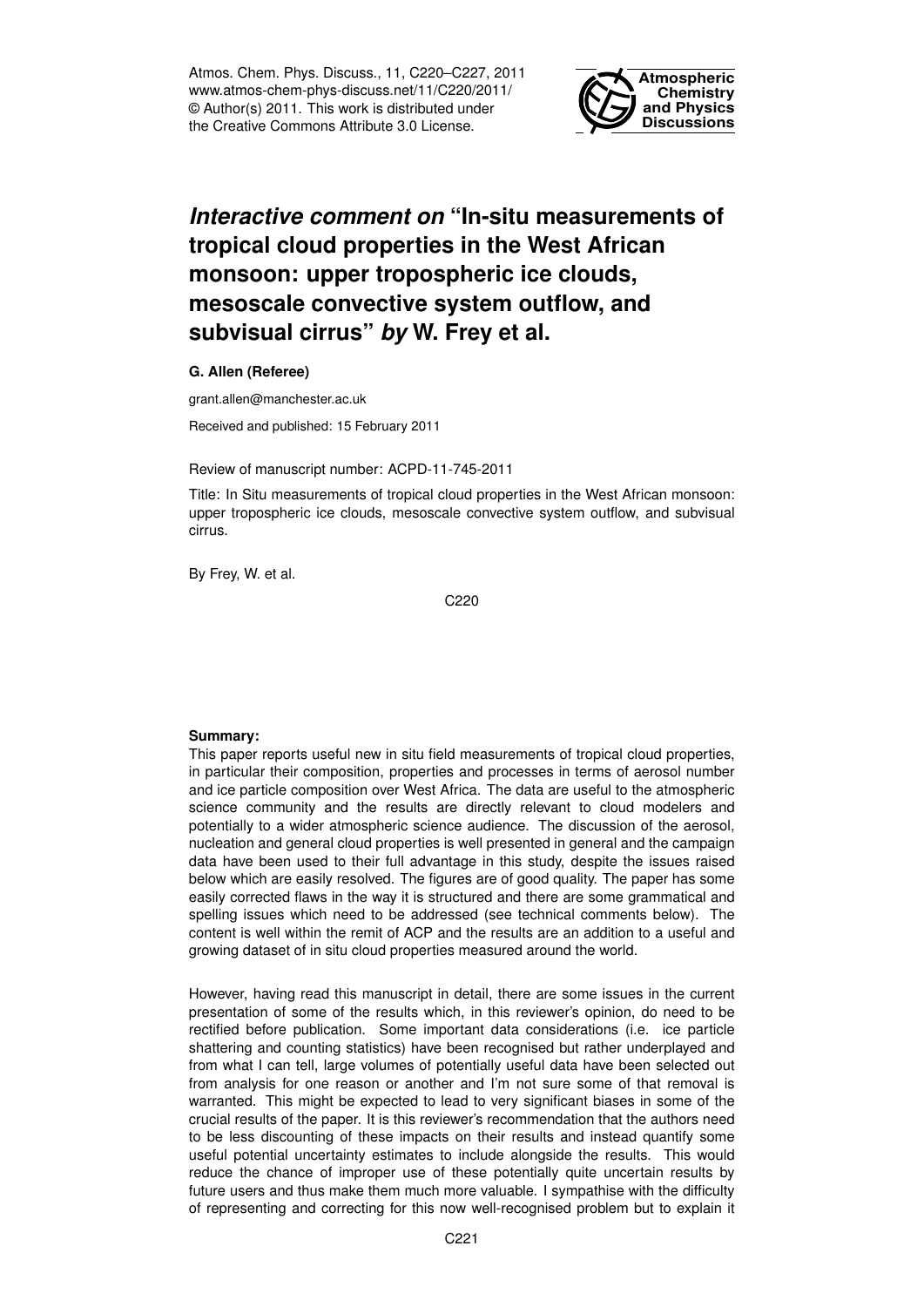# *Interactive comment on* "In-situ measurements of tropical cloud properties in the West African monsoon: upper tropospheric ice clouds, mesoscale convective system outflow, and subvisual cirrus" *by* W. Frey et al.

**G. Allen (Referee)**

grant.allen@manchester.ac.uk

Received and published: 15 February 2011

Review of manuscript number: ACPD-11-745-2011

Title: In Situ measurements of tropical cloud properties in the West African monsoon: upper tropospheric ice clouds, mesoscale convective system outflow, and subvisual cirrus.

By Frey, W. et al.

**Summary:**

This paper reports useful new in situ field measurements of tropical cloud properties, in particular their composition, properties and processes in terms of aerosol number and ice particle composition over West Africa. The data are useful to the atmospheric science community and the results are directly relevant to cloud modelers and potentially to a wider atmospheric science audience. The discussion of the aerosol, nucleation and general cloud properties is well presented in general and the campaign data have been used to their full advantage in this study, despite the issues raised below which are easily resolved. The figures are of good quality. The paper has some easily corrected flaws in the way it is structured and there are some grammatical and spelling issues which need to be addressed (see technical comments below). The content is well within the remit of ACP and the results are an addition to a useful and growing dataset of in situ cloud properties measured around the world.

However, having read this manuscript in detail, there are some issues in the current presentation of some of the results which, in this reviewer's opinion, do need to be rectified before publication. Some important data considerations (i.e. ice particle shattering and counting statistics) have been recognised but rather underplayed and from what I can tell, large volumes of potentially useful data have been selected out from analysis for one reason or another and I'm not sure some of that removal is warranted. This might be expected to lead to very significant biases in some of the crucial results of the paper. It is this reviewer's recommendation that the authors need to be less discounting of these impacts on their results and instead quantify some useful potential uncertainty estimates to include alongside the results. This would reduce the chance of improper use of these potentially quite uncertain results by future users and thus make them much more valuable. I sympathise with the difficulty of representing and correcting for this now well-recognised problem but to explain it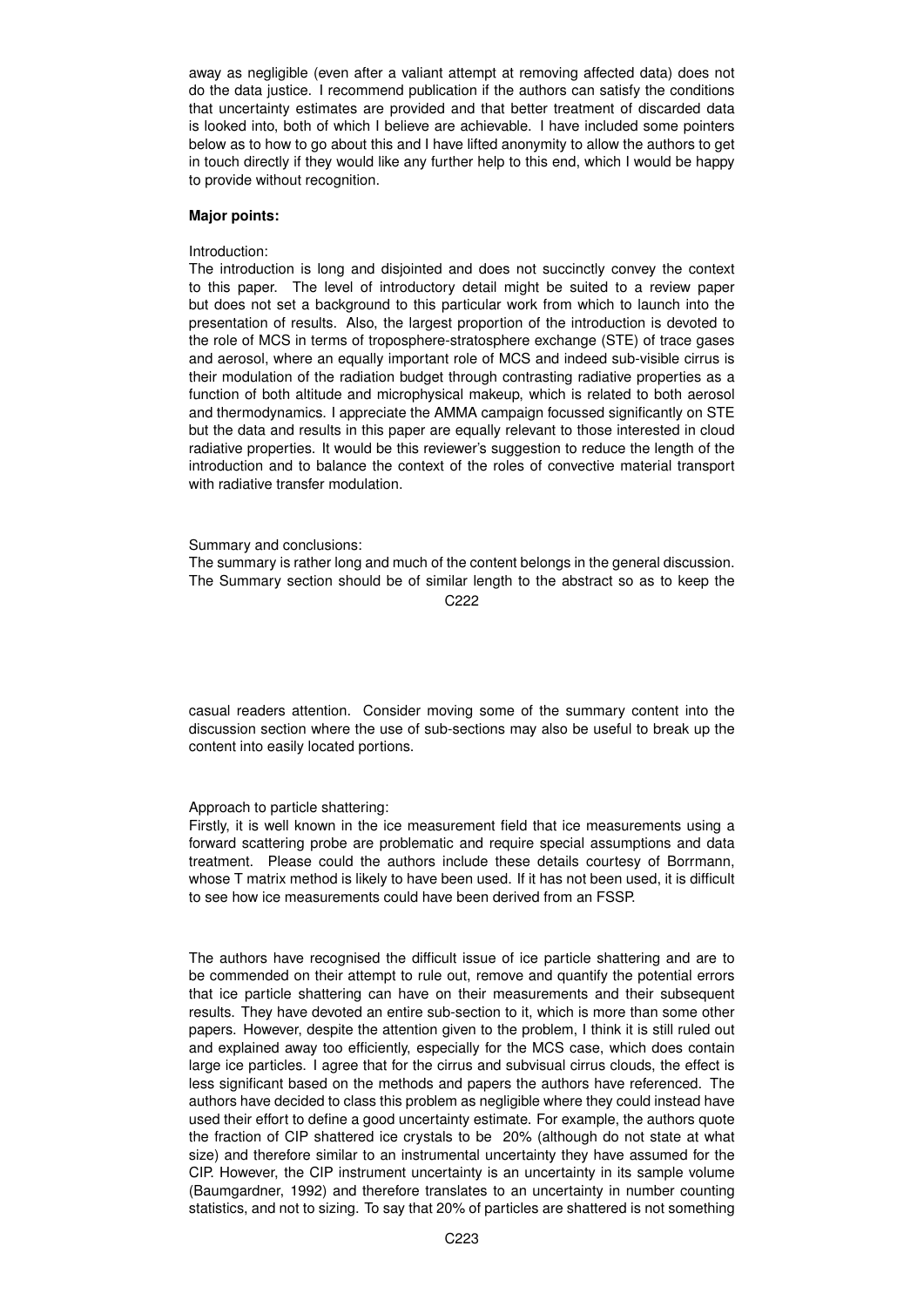away as negligible (even after a valiant attempt at removing affected data) does not do the data justice. I recommend publication if the authors can satisfy the conditions that uncertainty estimates are provided and that better treatment of discarded data is looked into, both of which I believe are achievable. I have included some pointers below as to how to go about this and I have lifted anonymity to allow the authors to get in touch directly if they would like any further help to this end, which I would be happy to provide without recognition.

**Major points:**

Introduction:
The introduction is long and disjointed and does not succinctly convey the context to this paper. The level of introductory detail might be suited to a review paper but does not set a background to this particular work from which to launch into the presentation of results. Also, the largest proportion of the introduction is devoted to the role of MCS in terms of troposphere-stratosphere exchange (STE) of trace gases and aerosol, where an equally important role of MCS and indeed sub-visible cirrus is their modulation of the radiation budget through contrasting radiative properties as a function of both altitude and microphysical makeup, which is related to both aerosol and thermodynamics. I appreciate the AMMA campaign focussed significantly on STE but the data and results in this paper are equally relevant to those interested in cloud radiative properties. It would be this reviewer's suggestion to reduce the length of the introduction and to balance the context of the roles of convective material transport with radiative transfer modulation.

Summary and conclusions:
The summary is rather long and much of the content belongs in the general discussion. The Summary section should be of similar length to the abstract so as to keep the casual readers attention. Consider moving some of the summary content into the discussion section where the use of sub-sections may also be useful to break up the content into easily located portions.

Approach to particle shattering:
Firstly, it is well known in the ice measurement field that ice measurements using a forward scattering probe are problematic and require special assumptions and data treatment. Please could the authors include these details courtesy of Borrmann, whose T matrix method is likely to have been used. If it has not been used, it is difficult to see how ice measurements could have been derived from an FSSP.

The authors have recognised the difficult issue of ice particle shattering and are to be commended on their attempt to rule out, remove and quantify the potential errors that ice particle shattering can have on their measurements and their subsequent results. They have devoted an entire sub-section to it, which is more than some other papers. However, despite the attention given to the problem, I think it is still ruled out and explained away too efficiently, especially for the MCS case, which does contain large ice particles. I agree that for the cirrus and subvisual cirrus clouds, the effect is less significant based on the methods and papers the authors have referenced. The authors have decided to class this problem as negligible where they could instead have used their effort to define a good uncertainty estimate. For example, the authors quote the fraction of CIP shattered ice crystals to be 20% (although do not state at what size) and therefore similar to an instrumental uncertainty they have assumed for the CIP. However, the CIP instrument uncertainty is an uncertainty in its sample volume (Baumgardner, 1992) and therefore translates to an uncertainty in number counting statistics, and not to sizing. To say that 20% of particles are shattered is not something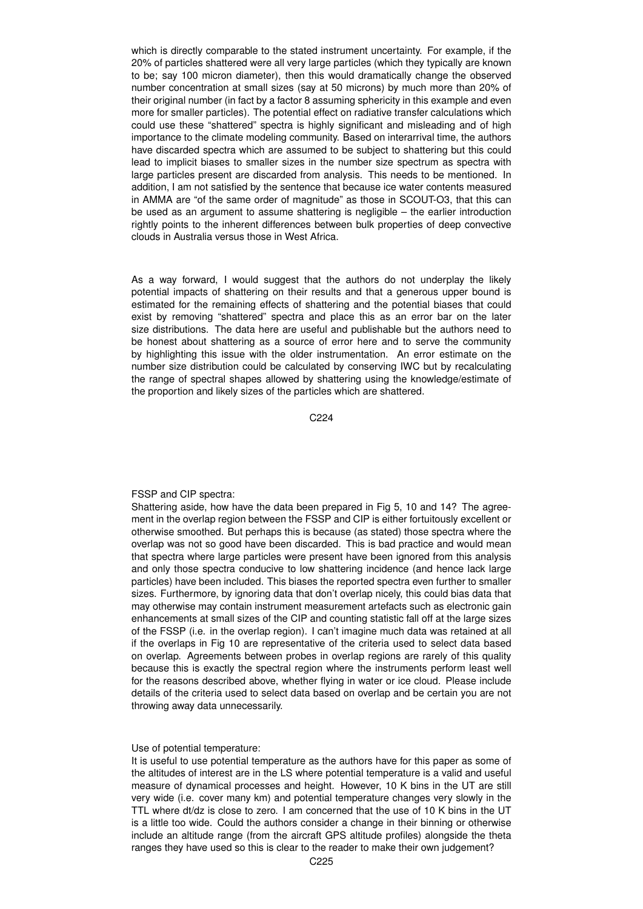which is directly comparable to the stated instrument uncertainty. For example, if the 20% of particles shattered were all very large particles (which they typically are known to be; say 100 micron diameter), then this would dramatically change the observed number concentration at small sizes (say at 50 microns) by much more than 20% of their original number (in fact by a factor 8 assuming sphericity in this example and even more for smaller particles). The potential effect on radiative transfer calculations which could use these "shattered" spectra is highly significant and misleading and of high importance to the climate modeling community. Based on interarrival time, the authors have discarded spectra which are assumed to be subject to shattering but this could lead to implicit biases to smaller sizes in the number size spectrum as spectra with large particles present are discarded from analysis. This needs to be mentioned. In addition, I am not satisfied by the sentence that because ice water contents measured in AMMA are "of the same order of magnitude" as those in SCOUT-O3, that this can be used as an argument to assume shattering is negligible – the earlier introduction rightly points to the inherent differences between bulk properties of deep convective clouds in Australia versus those in West Africa.

As a way forward, I would suggest that the authors do not underplay the likely potential impacts of shattering on their results and that a generous upper bound is estimated for the remaining effects of shattering and the potential biases that could exist by removing "shattered" spectra and place this as an error bar on the later size distributions. The data here are useful and publishable but the authors need to be honest about shattering as a source of error here and to serve the community by highlighting this issue with the older instrumentation. An error estimate on the number size distribution could be calculated by conserving IWC but by recalculating the range of spectral shapes allowed by shattering using the knowledge/estimate of the proportion and likely sizes of the particles which are shattered.

FSSP and CIP spectra:
Shattering aside, how have the data been prepared in Fig 5, 10 and 14? The agreement in the overlap region between the FSSP and CIP is either fortuitously excellent or otherwise smoothed. But perhaps this is because (as stated) those spectra where the overlap was not so good have been discarded. This is bad practice and would mean that spectra where large particles were present have been ignored from this analysis and only those spectra conducive to low shattering incidence (and hence lack large particles) have been included. This biases the reported spectra even further to smaller sizes. Furthermore, by ignoring data that don't overlap nicely, this could bias data that may otherwise may contain instrument measurement artefacts such as electronic gain enhancements at small sizes of the CIP and counting statistic fall off at the large sizes of the FSSP (i.e. in the overlap region). I can't imagine much data was retained at all if the overlaps in Fig 10 are representative of the criteria used to select data based on overlap. Agreements between probes in overlap regions are rarely of this quality because this is exactly the spectral region where the instruments perform least well for the reasons described above, whether flying in water or ice cloud. Please include details of the criteria used to select data based on overlap and be certain you are not throwing away data unnecessarily.

Use of potential temperature:
It is useful to use potential temperature as the authors have for this paper as some of the altitudes of interest are in the LS where potential temperature is a valid and useful measure of dynamical processes and height. However, 10 K bins in the UT are still very wide (i.e. cover many km) and potential temperature changes very slowly in the TTL where dt/dz is close to zero. I am concerned that the use of 10 K bins in the UT is a little too wide. Could the authors consider a change in their binning or otherwise include an altitude range (from the aircraft GPS altitude profiles) alongside the theta ranges they have used so this is clear to the reader to make their own judgement?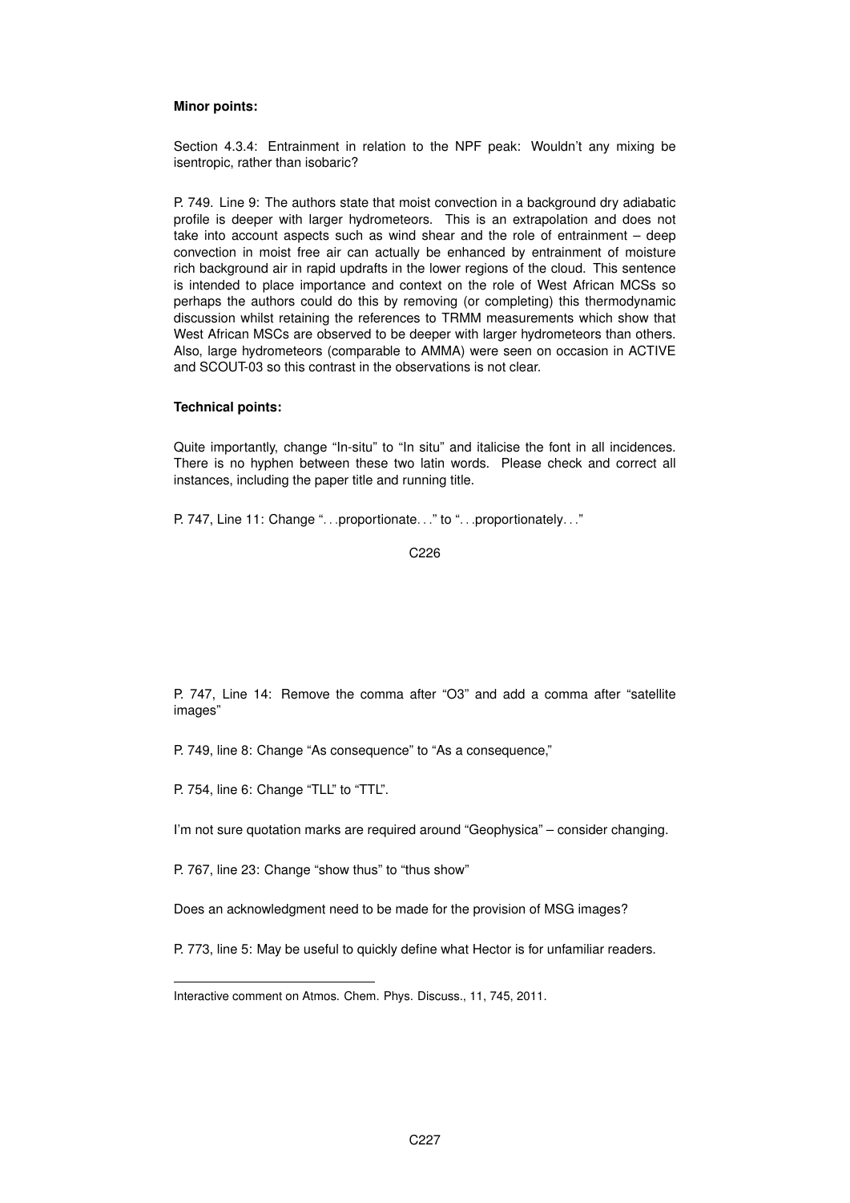**Minor points:**

Section 4.3.4: Entrainment in relation to the NPF peak: Wouldn't any mixing be isentropic, rather than isobaric?

P. 749. Line 9: The authors state that moist convection in a background dry adiabatic profile is deeper with larger hydrometeors. This is an extrapolation and does not take into account aspects such as wind shear and the role of entrainment – deep convection in moist free air can actually be enhanced by entrainment of moisture rich background air in rapid updrafts in the lower regions of the cloud. This sentence is intended to place importance and context on the role of West African MCSs so perhaps the authors could do this by removing (or completing) this thermodynamic discussion whilst retaining the references to TRMM measurements which show that West African MSCs are observed to be deeper with larger hydrometeors than others. Also, large hydrometeors (comparable to AMMA) were seen on occasion in ACTIVE and SCOUT-03 so this contrast in the observations is not clear.

**Technical points:**

Quite importantly, change "In-situ" to "In situ" and italicise the font in all incidences. There is no hyphen between these two latin words. Please check and correct all instances, including the paper title and running title.

P. 747, Line 11: Change "...proportionate..." to "...proportionately..."

P. 747, Line 14: Remove the comma after "O3" and add a comma after "satellite images"

P. 749, line 8: Change "As consequence" to "As a consequence,"

P. 754, line 6: Change "TLL" to "TTL".

I'm not sure quotation marks are required around "Geophysica" – consider changing.

P. 767, line 23: Change "show thus" to "thus show"

Does an acknowledgment need to be made for the provision of MSG images?

P. 773, line 5: May be useful to quickly define what Hector is for unfamiliar readers.

---

Interactive comment on Atmos. Chem. Phys. Discuss., 11, 745, 2011.